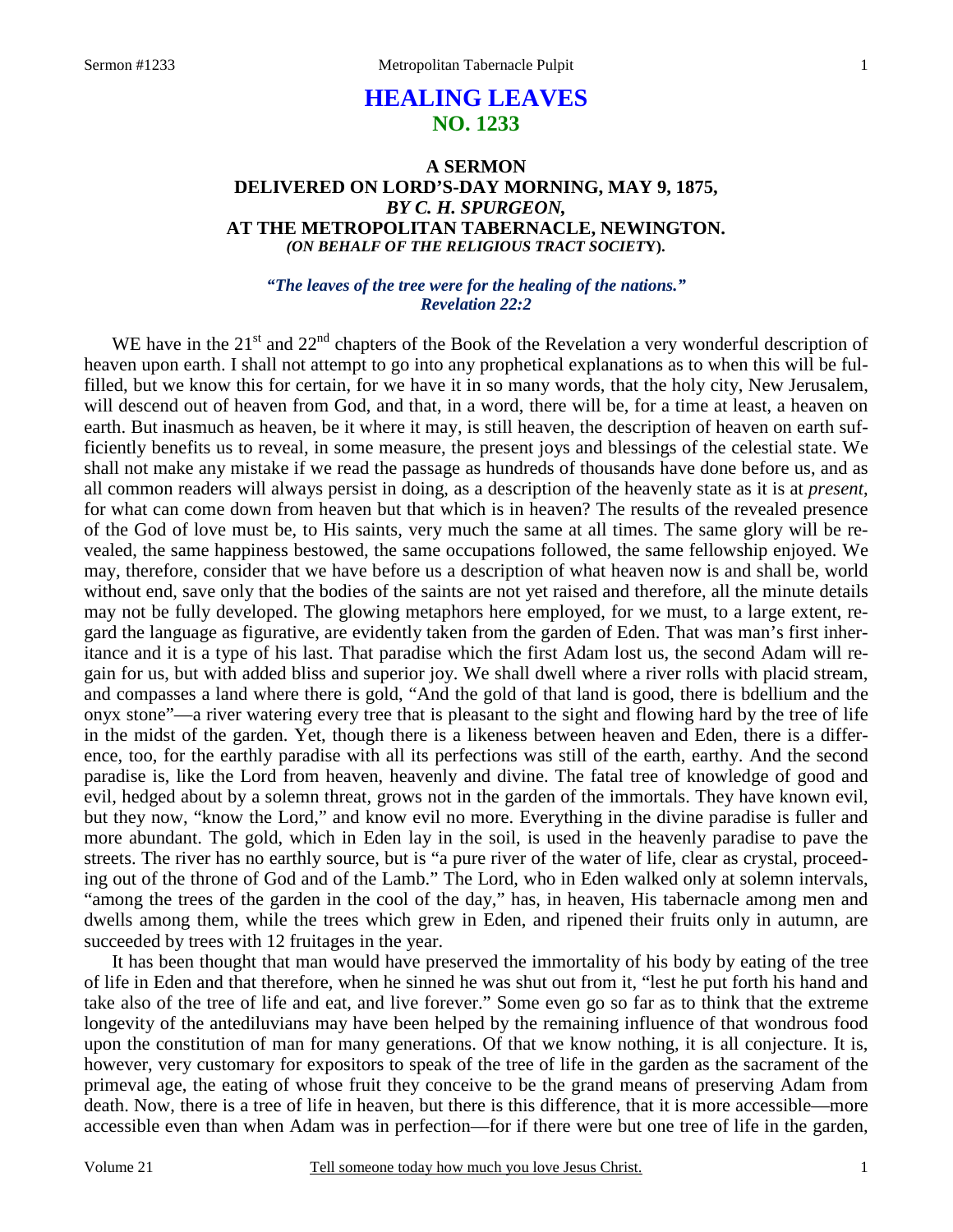# HEALING LEAVES
## NO. 1233

### A SERMON
### DELIVERED ON LORD'S-DAY MORNING, MAY 9, 1875,
### *BY C. H. SPURGEON,*
### AT THE METROPOLITAN TABERNACLE, NEWINGTON.
#### *(ON BEHALF OF THE RELIGIOUS TRACT SOCIETY).*

***"The leaves of the tree were for the healing of the nations." Revelation 22:2***

WE have in the 21st and 22nd chapters of the Book of the Revelation a very wonderful description of heaven upon earth. I shall not attempt to go into any prophetical explanations as to when this will be fulfilled, but we know this for certain, for we have it in so many words, that the holy city, New Jerusalem, will descend out of heaven from God, and that, in a word, there will be, for a time at least, a heaven on earth. But inasmuch as heaven, be it where it may, is still heaven, the description of heaven on earth sufficiently benefits us to reveal, in some measure, the present joys and blessings of the celestial state. We shall not make any mistake if we read the passage as hundreds of thousands have done before us, and as all common readers will always persist in doing, as a description of the heavenly state as it is at *present*, for what can come down from heaven but that which is in heaven? The results of the revealed presence of the God of love must be, to His saints, very much the same at all times. The same glory will be revealed, the same happiness bestowed, the same occupations followed, the same fellowship enjoyed. We may, therefore, consider that we have before us a description of what heaven now is and shall be, world without end, save only that the bodies of the saints are not yet raised and therefore, all the minute details may not be fully developed. The glowing metaphors here employed, for we must, to a large extent, regard the language as figurative, are evidently taken from the garden of Eden. That was man's first inheritance and it is a type of his last. That paradise which the first Adam lost us, the second Adam will regain for us, but with added bliss and superior joy. We shall dwell where a river rolls with placid stream, and compasses a land where there is gold, "And the gold of that land is good, there is bdellium and the onyx stone"—a river watering every tree that is pleasant to the sight and flowing hard by the tree of life in the midst of the garden. Yet, though there is a likeness between heaven and Eden, there is a difference, too, for the earthly paradise with all its perfections was still of the earth, earthy. And the second paradise is, like the Lord from heaven, heavenly and divine. The fatal tree of knowledge of good and evil, hedged about by a solemn threat, grows not in the garden of the immortals. They have known evil, but they now, "know the Lord," and know evil no more. Everything in the divine paradise is fuller and more abundant. The gold, which in Eden lay in the soil, is used in the heavenly paradise to pave the streets. The river has no earthly source, but is "a pure river of the water of life, clear as crystal, proceeding out of the throne of God and of the Lamb." The Lord, who in Eden walked only at solemn intervals, "among the trees of the garden in the cool of the day," has, in heaven, His tabernacle among men and dwells among them, while the trees which grew in Eden, and ripened their fruits only in autumn, are succeeded by trees with 12 fruitages in the year.

It has been thought that man would have preserved the immortality of his body by eating of the tree of life in Eden and that therefore, when he sinned he was shut out from it, "lest he put forth his hand and take also of the tree of life and eat, and live forever." Some even go so far as to think that the extreme longevity of the antediluvians may have been helped by the remaining influence of that wondrous food upon the constitution of man for many generations. Of that we know nothing, it is all conjecture. It is, however, very customary for expositors to speak of the tree of life in the garden as the sacrament of the primeval age, the eating of whose fruit they conceive to be the grand means of preserving Adam from death. Now, there is a tree of life in heaven, but there is this difference, that it is more accessible—more accessible even than when Adam was in perfection—for if there were but one tree of life in the garden,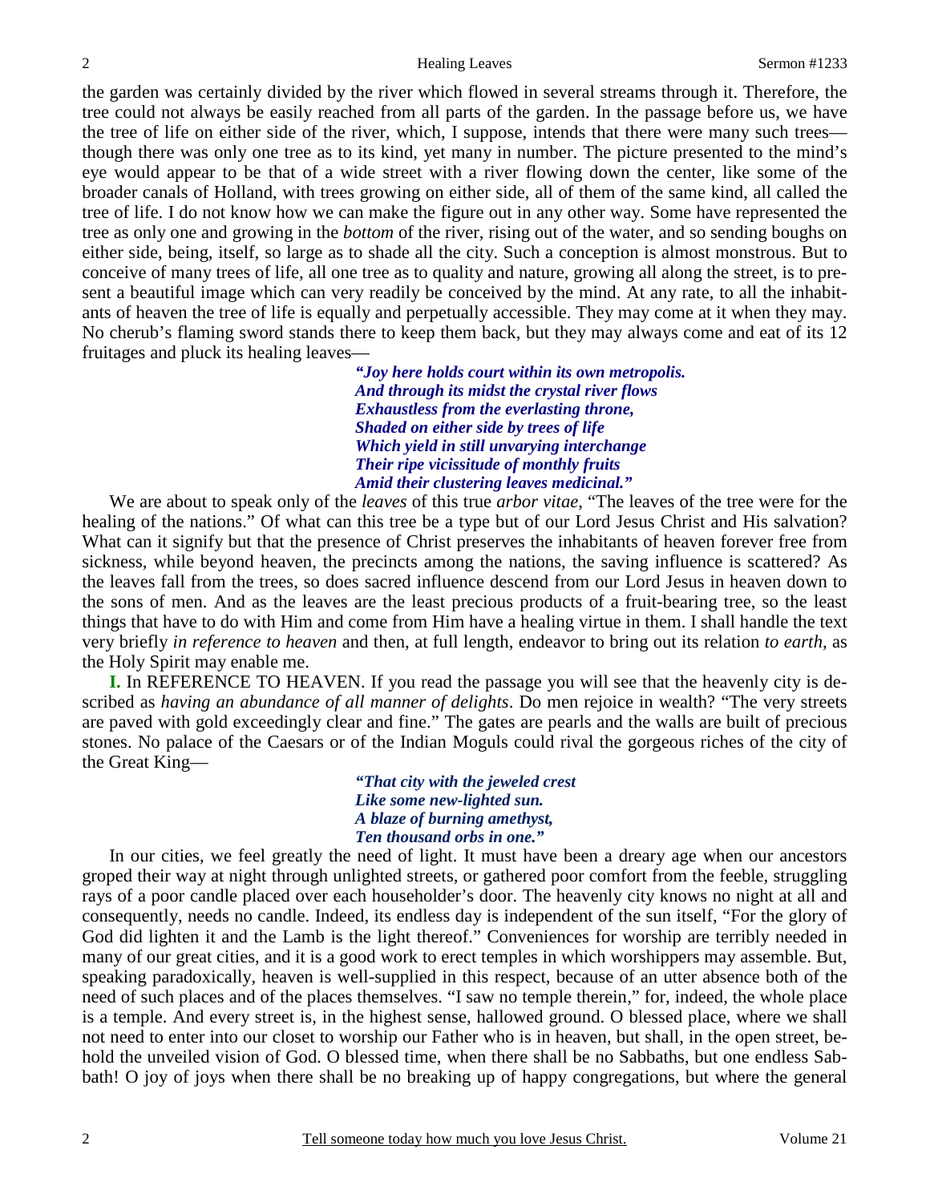the garden was certainly divided by the river which flowed in several streams through it. Therefore, the tree could not always be easily reached from all parts of the garden. In the passage before us, we have the tree of life on either side of the river, which, I suppose, intends that there were many such trees—though there was only one tree as to its kind, yet many in number. The picture presented to the mind's eye would appear to be that of a wide street with a river flowing down the center, like some of the broader canals of Holland, with trees growing on either side, all of them of the same kind, all called the tree of life. I do not know how we can make the figure out in any other way. Some have represented the tree as only one and growing in the *bottom* of the river, rising out of the water, and so sending boughs on either side, being, itself, so large as to shade all the city. Such a conception is almost monstrous. But to conceive of many trees of life, all one tree as to quality and nature, growing all along the street, is to present a beautiful image which can very readily be conceived by the mind. At any rate, to all the inhabitants of heaven the tree of life is equally and perpetually accessible. They may come at it when they may. No cherub's flaming sword stands there to keep them back, but they may always come and eat of its 12 fruitages and pluck its healing leaves—

> ***"Joy here holds court within its own metropolis.***
> ***And through its midst the crystal river flows***
> ***Exhaustless from the everlasting throne,***
> ***Shaded on either side by trees of life***
> ***Which yield in still unvarying interchange***
> ***Their ripe vicissitude of monthly fruits***
> ***Amid their clustering leaves medicinal."***

We are about to speak only of the *leaves* of this true *arbor vitae,* "The leaves of the tree were for the healing of the nations." Of what can this tree be a type but of our Lord Jesus Christ and His salvation? What can it signify but that the presence of Christ preserves the inhabitants of heaven forever free from sickness, while beyond heaven, the precincts among the nations, the saving influence is scattered? As the leaves fall from the trees, so does sacred influence descend from our Lord Jesus in heaven down to the sons of men. And as the leaves are the least precious products of a fruit-bearing tree, so the least things that have to do with Him and come from Him have a healing virtue in them. I shall handle the text very briefly *in reference to heaven* and then, at full length, endeavor to bring out its relation *to earth,* as the Holy Spirit may enable me.

**I.** In REFERENCE TO HEAVEN. If you read the passage you will see that the heavenly city is described as *having an abundance of all manner of delights*. Do men rejoice in wealth? "The very streets are paved with gold exceedingly clear and fine." The gates are pearls and the walls are built of precious stones. No palace of the Caesars or of the Indian Moguls could rival the gorgeous riches of the city of the Great King—

> ***"That city with the jeweled crest***
> ***Like some new-lighted sun.***
> ***A blaze of burning amethyst,***
> ***Ten thousand orbs in one."***

In our cities, we feel greatly the need of light. It must have been a dreary age when our ancestors groped their way at night through unlighted streets, or gathered poor comfort from the feeble, struggling rays of a poor candle placed over each householder's door. The heavenly city knows no night at all and consequently, needs no candle. Indeed, its endless day is independent of the sun itself, "For the glory of God did lighten it and the Lamb is the light thereof." Conveniences for worship are terribly needed in many of our great cities, and it is a good work to erect temples in which worshippers may assemble. But, speaking paradoxically, heaven is well-supplied in this respect, because of an utter absence both of the need of such places and of the places themselves. "I saw no temple therein," for, indeed, the whole place is a temple. And every street is, in the highest sense, hallowed ground. O blessed place, where we shall not need to enter into our closet to worship our Father who is in heaven, but shall, in the open street, behold the unveiled vision of God. O blessed time, when there shall be no Sabbaths, but one endless Sabbath! O joy of joys when there shall be no breaking up of happy congregations, but where the general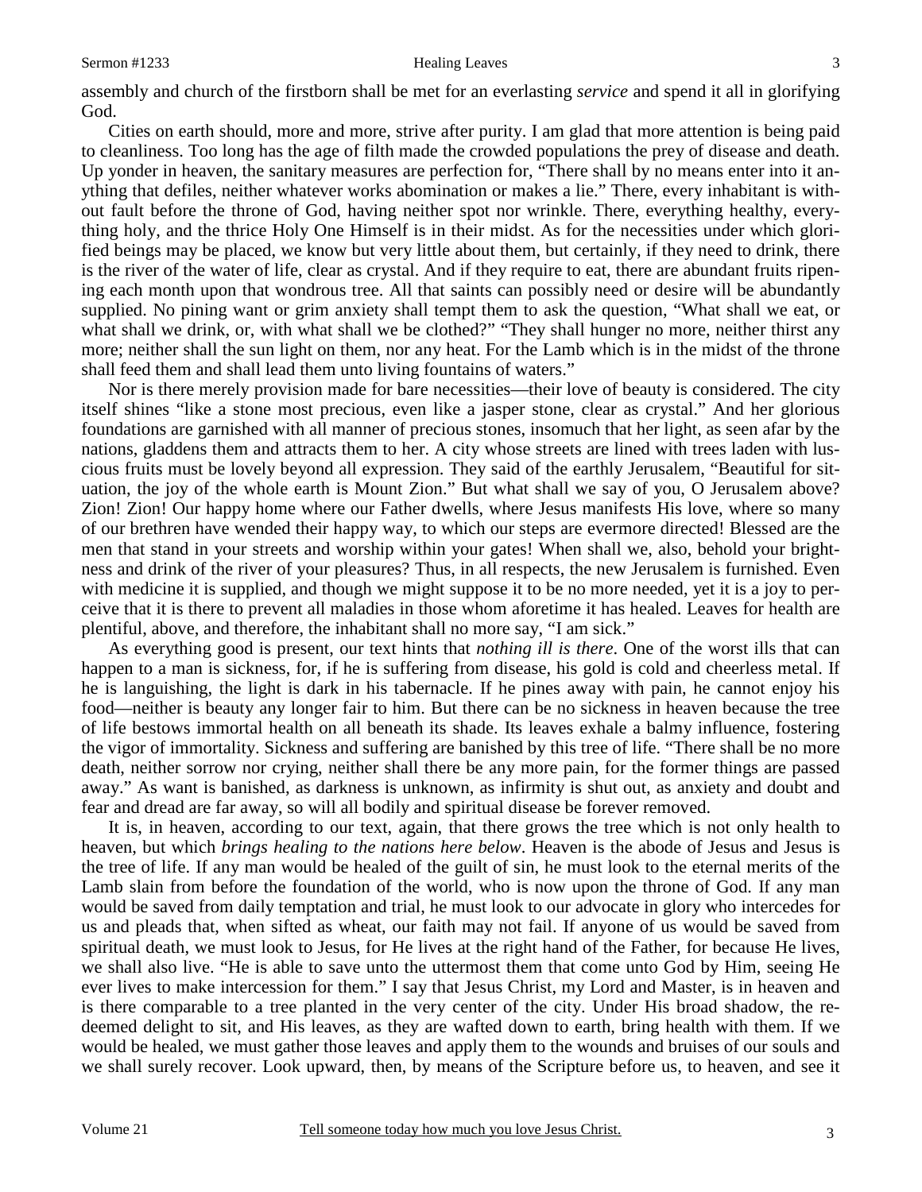assembly and church of the firstborn shall be met for an everlasting *service* and spend it all in glorifying God.

Cities on earth should, more and more, strive after purity. I am glad that more attention is being paid to cleanliness. Too long has the age of filth made the crowded populations the prey of disease and death. Up yonder in heaven, the sanitary measures are perfection for, "There shall by no means enter into it anything that defiles, neither whatever works abomination or makes a lie." There, every inhabitant is without fault before the throne of God, having neither spot nor wrinkle. There, everything healthy, everything holy, and the thrice Holy One Himself is in their midst. As for the necessities under which glorified beings may be placed, we know but very little about them, but certainly, if they need to drink, there is the river of the water of life, clear as crystal. And if they require to eat, there are abundant fruits ripening each month upon that wondrous tree. All that saints can possibly need or desire will be abundantly supplied. No pining want or grim anxiety shall tempt them to ask the question, "What shall we eat, or what shall we drink, or, with what shall we be clothed?" "They shall hunger no more, neither thirst any more; neither shall the sun light on them, nor any heat. For the Lamb which is in the midst of the throne shall feed them and shall lead them unto living fountains of waters."

Nor is there merely provision made for bare necessities—their love of beauty is considered. The city itself shines "like a stone most precious, even like a jasper stone, clear as crystal." And her glorious foundations are garnished with all manner of precious stones, insomuch that her light, as seen afar by the nations, gladdens them and attracts them to her. A city whose streets are lined with trees laden with luscious fruits must be lovely beyond all expression. They said of the earthly Jerusalem, "Beautiful for situation, the joy of the whole earth is Mount Zion." But what shall we say of you, O Jerusalem above? Zion! Zion! Our happy home where our Father dwells, where Jesus manifests His love, where so many of our brethren have wended their happy way, to which our steps are evermore directed! Blessed are the men that stand in your streets and worship within your gates! When shall we, also, behold your brightness and drink of the river of your pleasures? Thus, in all respects, the new Jerusalem is furnished. Even with medicine it is supplied, and though we might suppose it to be no more needed, yet it is a joy to perceive that it is there to prevent all maladies in those whom aforetime it has healed. Leaves for health are plentiful, above, and therefore, the inhabitant shall no more say, "I am sick."

As everything good is present, our text hints that *nothing ill is there*. One of the worst ills that can happen to a man is sickness, for, if he is suffering from disease, his gold is cold and cheerless metal. If he is languishing, the light is dark in his tabernacle. If he pines away with pain, he cannot enjoy his food—neither is beauty any longer fair to him. But there can be no sickness in heaven because the tree of life bestows immortal health on all beneath its shade. Its leaves exhale a balmy influence, fostering the vigor of immortality. Sickness and suffering are banished by this tree of life. "There shall be no more death, neither sorrow nor crying, neither shall there be any more pain, for the former things are passed away." As want is banished, as darkness is unknown, as infirmity is shut out, as anxiety and doubt and fear and dread are far away, so will all bodily and spiritual disease be forever removed.

It is, in heaven, according to our text, again, that there grows the tree which is not only health to heaven, but which *brings healing to the nations here below*. Heaven is the abode of Jesus and Jesus is the tree of life. If any man would be healed of the guilt of sin, he must look to the eternal merits of the Lamb slain from before the foundation of the world, who is now upon the throne of God. If any man would be saved from daily temptation and trial, he must look to our advocate in glory who intercedes for us and pleads that, when sifted as wheat, our faith may not fail. If anyone of us would be saved from spiritual death, we must look to Jesus, for He lives at the right hand of the Father, for because He lives, we shall also live. "He is able to save unto the uttermost them that come unto God by Him, seeing He ever lives to make intercession for them." I say that Jesus Christ, my Lord and Master, is in heaven and is there comparable to a tree planted in the very center of the city. Under His broad shadow, the redeemed delight to sit, and His leaves, as they are wafted down to earth, bring health with them. If we would be healed, we must gather those leaves and apply them to the wounds and bruises of our souls and we shall surely recover. Look upward, then, by means of the Scripture before us, to heaven, and see it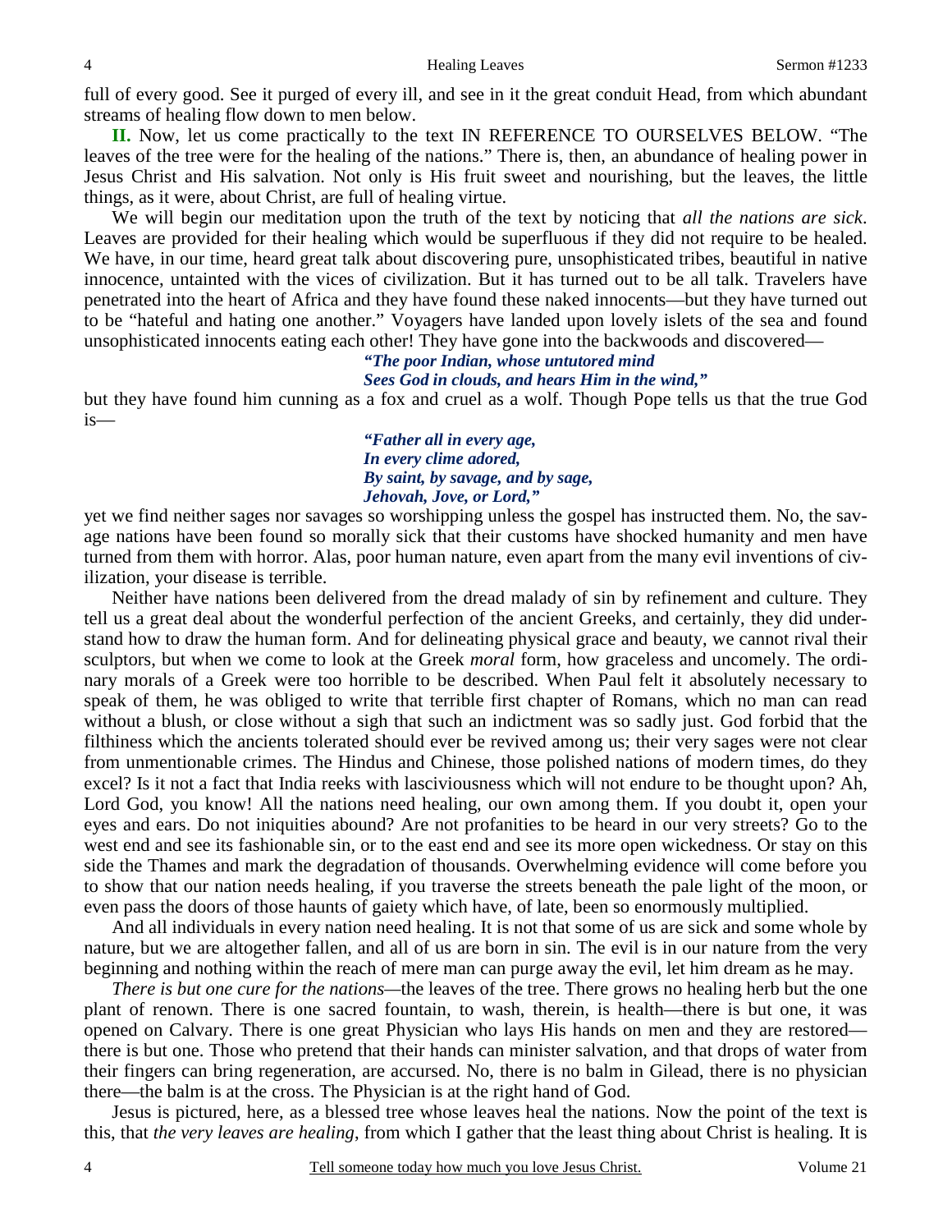full of every good. See it purged of every ill, and see in it the great conduit Head, from which abundant streams of healing flow down to men below.

**II.** Now, let us come practically to the text IN REFERENCE TO OURSELVES BELOW. "The leaves of the tree were for the healing of the nations." There is, then, an abundance of healing power in Jesus Christ and His salvation. Not only is His fruit sweet and nourishing, but the leaves, the little things, as it were, about Christ, are full of healing virtue.

We will begin our meditation upon the truth of the text by noticing that *all the nations are sick*. Leaves are provided for their healing which would be superfluous if they did not require to be healed. We have, in our time, heard great talk about discovering pure, unsophisticated tribes, beautiful in native innocence, untainted with the vices of civilization. But it has turned out to be all talk. Travelers have penetrated into the heart of Africa and they have found these naked innocents—but they have turned out to be "hateful and hating one another." Voyagers have landed upon lovely islets of the sea and found unsophisticated innocents eating each other! They have gone into the backwoods and discovered—

> ***"The poor Indian, whose untutored mind***
> ***Sees God in clouds, and hears Him in the wind,"***

but they have found him cunning as a fox and cruel as a wolf. Though Pope tells us that the true God is—

> ***"Father all in every age,***
> ***In every clime adored,***
> ***By saint, by savage, and by sage,***
> ***Jehovah, Jove, or Lord,"***

yet we find neither sages nor savages so worshipping unless the gospel has instructed them. No, the savage nations have been found so morally sick that their customs have shocked humanity and men have turned from them with horror. Alas, poor human nature, even apart from the many evil inventions of civilization, your disease is terrible.

Neither have nations been delivered from the dread malady of sin by refinement and culture. They tell us a great deal about the wonderful perfection of the ancient Greeks, and certainly, they did understand how to draw the human form. And for delineating physical grace and beauty, we cannot rival their sculptors, but when we come to look at the Greek *moral* form, how graceless and uncomely. The ordinary morals of a Greek were too horrible to be described. When Paul felt it absolutely necessary to speak of them, he was obliged to write that terrible first chapter of Romans, which no man can read without a blush, or close without a sigh that such an indictment was so sadly just. God forbid that the filthiness which the ancients tolerated should ever be revived among us; their very sages were not clear from unmentionable crimes. The Hindus and Chinese, those polished nations of modern times, do they excel? Is it not a fact that India reeks with lasciviousness which will not endure to be thought upon? Ah, Lord God, you know! All the nations need healing, our own among them. If you doubt it, open your eyes and ears. Do not iniquities abound? Are not profanities to be heard in our very streets? Go to the west end and see its fashionable sin, or to the east end and see its more open wickedness. Or stay on this side the Thames and mark the degradation of thousands. Overwhelming evidence will come before you to show that our nation needs healing, if you traverse the streets beneath the pale light of the moon, or even pass the doors of those haunts of gaiety which have, of late, been so enormously multiplied.

And all individuals in every nation need healing. It is not that some of us are sick and some whole by nature, but we are altogether fallen, and all of us are born in sin. The evil is in our nature from the very beginning and nothing within the reach of mere man can purge away the evil, let him dream as he may.

*There is but one cure for the nations*—the leaves of the tree. There grows no healing herb but the one plant of renown. There is one sacred fountain, to wash, therein, is health—there is but one, it was opened on Calvary. There is one great Physician who lays His hands on men and they are restored—there is but one. Those who pretend that their hands can minister salvation, and that drops of water from their fingers can bring regeneration, are accursed. No, there is no balm in Gilead, there is no physician there—the balm is at the cross. The Physician is at the right hand of God.

Jesus is pictured, here, as a blessed tree whose leaves heal the nations. Now the point of the text is this, that *the very leaves are healing,* from which I gather that the least thing about Christ is healing. It is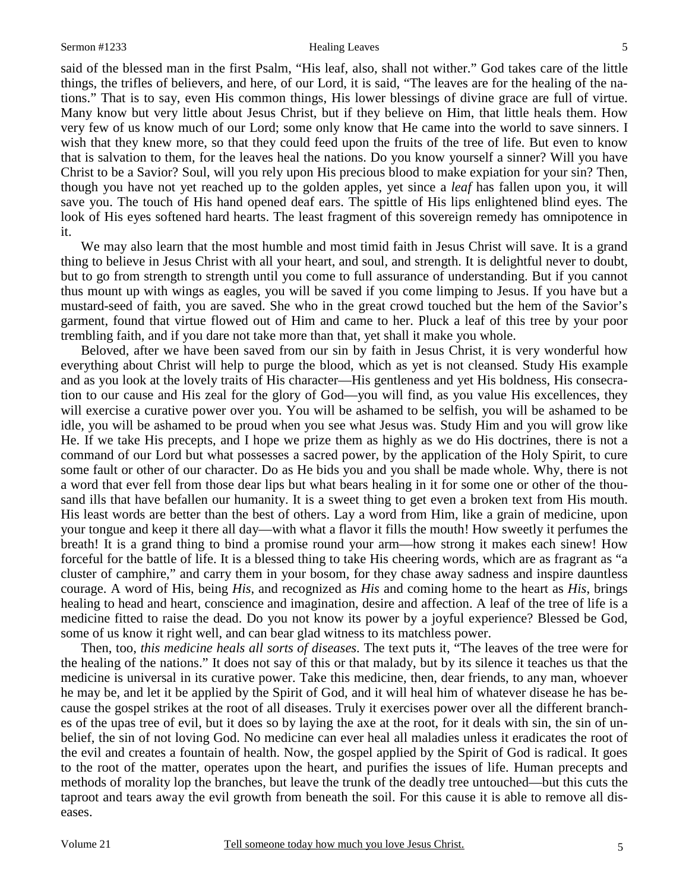said of the blessed man in the first Psalm, "His leaf, also, shall not wither." God takes care of the little things, the trifles of believers, and here, of our Lord, it is said, "The leaves are for the healing of the nations." That is to say, even His common things, His lower blessings of divine grace are full of virtue. Many know but very little about Jesus Christ, but if they believe on Him, that little heals them. How very few of us know much of our Lord; some only know that He came into the world to save sinners. I wish that they knew more, so that they could feed upon the fruits of the tree of life. But even to know that is salvation to them, for the leaves heal the nations. Do you know yourself a sinner? Will you have Christ to be a Savior? Soul, will you rely upon His precious blood to make expiation for your sin? Then, though you have not yet reached up to the golden apples, yet since a *leaf* has fallen upon you, it will save you. The touch of His hand opened deaf ears. The spittle of His lips enlightened blind eyes. The look of His eyes softened hard hearts. The least fragment of this sovereign remedy has omnipotence in it.

We may also learn that the most humble and most timid faith in Jesus Christ will save. It is a grand thing to believe in Jesus Christ with all your heart, and soul, and strength. It is delightful never to doubt, but to go from strength to strength until you come to full assurance of understanding. But if you cannot thus mount up with wings as eagles, you will be saved if you come limping to Jesus. If you have but a mustard-seed of faith, you are saved. She who in the great crowd touched but the hem of the Savior's garment, found that virtue flowed out of Him and came to her. Pluck a leaf of this tree by your poor trembling faith, and if you dare not take more than that, yet shall it make you whole.

Beloved, after we have been saved from our sin by faith in Jesus Christ, it is very wonderful how everything about Christ will help to purge the blood, which as yet is not cleansed. Study His example and as you look at the lovely traits of His character—His gentleness and yet His boldness, His consecration to our cause and His zeal for the glory of God—you will find, as you value His excellences, they will exercise a curative power over you. You will be ashamed to be selfish, you will be ashamed to be idle, you will be ashamed to be proud when you see what Jesus was. Study Him and you will grow like He. If we take His precepts, and I hope we prize them as highly as we do His doctrines, there is not a command of our Lord but what possesses a sacred power, by the application of the Holy Spirit, to cure some fault or other of our character. Do as He bids you and you shall be made whole. Why, there is not a word that ever fell from those dear lips but what bears healing in it for some one or other of the thousand ills that have befallen our humanity. It is a sweet thing to get even a broken text from His mouth. His least words are better than the best of others. Lay a word from Him, like a grain of medicine, upon your tongue and keep it there all day—with what a flavor it fills the mouth! How sweetly it perfumes the breath! It is a grand thing to bind a promise round your arm—how strong it makes each sinew! How forceful for the battle of life. It is a blessed thing to take His cheering words, which are as fragrant as "a cluster of camphire," and carry them in your bosom, for they chase away sadness and inspire dauntless courage. A word of His, being *His*, and recognized as *His* and coming home to the heart as *His*, brings healing to head and heart, conscience and imagination, desire and affection. A leaf of the tree of life is a medicine fitted to raise the dead. Do you not know its power by a joyful experience? Blessed be God, some of us know it right well, and can bear glad witness to its matchless power.

Then, too, *this medicine heals all sorts of diseases*. The text puts it, "The leaves of the tree were for the healing of the nations." It does not say of this or that malady, but by its silence it teaches us that the medicine is universal in its curative power. Take this medicine, then, dear friends, to any man, whoever he may be, and let it be applied by the Spirit of God, and it will heal him of whatever disease he has because the gospel strikes at the root of all diseases. Truly it exercises power over all the different branches of the upas tree of evil, but it does so by laying the axe at the root, for it deals with sin, the sin of unbelief, the sin of not loving God. No medicine can ever heal all maladies unless it eradicates the root of the evil and creates a fountain of health. Now, the gospel applied by the Spirit of God is radical. It goes to the root of the matter, operates upon the heart, and purifies the issues of life. Human precepts and methods of morality lop the branches, but leave the trunk of the deadly tree untouched—but this cuts the taproot and tears away the evil growth from beneath the soil. For this cause it is able to remove all diseases.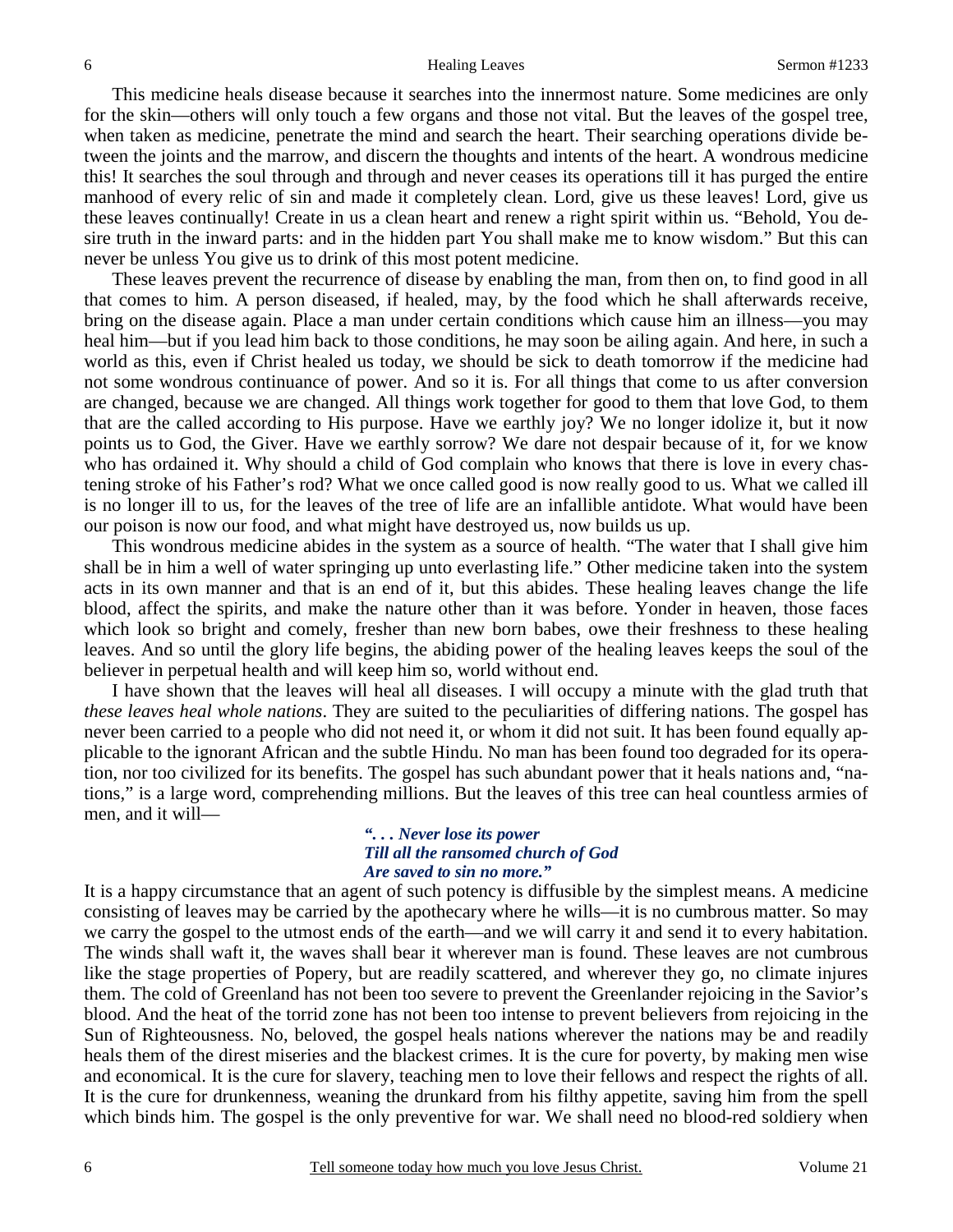This medicine heals disease because it searches into the innermost nature. Some medicines are only for the skin—others will only touch a few organs and those not vital. But the leaves of the gospel tree, when taken as medicine, penetrate the mind and search the heart. Their searching operations divide between the joints and the marrow, and discern the thoughts and intents of the heart. A wondrous medicine this! It searches the soul through and through and never ceases its operations till it has purged the entire manhood of every relic of sin and made it completely clean. Lord, give us these leaves! Lord, give us these leaves continually! Create in us a clean heart and renew a right spirit within us. "Behold, You desire truth in the inward parts: and in the hidden part You shall make me to know wisdom." But this can never be unless You give us to drink of this most potent medicine.

These leaves prevent the recurrence of disease by enabling the man, from then on, to find good in all that comes to him. A person diseased, if healed, may, by the food which he shall afterwards receive, bring on the disease again. Place a man under certain conditions which cause him an illness—you may heal him—but if you lead him back to those conditions, he may soon be ailing again. And here, in such a world as this, even if Christ healed us today, we should be sick to death tomorrow if the medicine had not some wondrous continuance of power. And so it is. For all things that come to us after conversion are changed, because we are changed. All things work together for good to them that love God, to them that are the called according to His purpose. Have we earthly joy? We no longer idolize it, but it now points us to God, the Giver. Have we earthly sorrow? We dare not despair because of it, for we know who has ordained it. Why should a child of God complain who knows that there is love in every chastening stroke of his Father's rod? What we once called good is now really good to us. What we called ill is no longer ill to us, for the leaves of the tree of life are an infallible antidote. What would have been our poison is now our food, and what might have destroyed us, now builds us up.

This wondrous medicine abides in the system as a source of health. "The water that I shall give him shall be in him a well of water springing up unto everlasting life." Other medicine taken into the system acts in its own manner and that is an end of it, but this abides. These healing leaves change the life blood, affect the spirits, and make the nature other than it was before. Yonder in heaven, those faces which look so bright and comely, fresher than new born babes, owe their freshness to these healing leaves. And so until the glory life begins, the abiding power of the healing leaves keeps the soul of the believer in perpetual health and will keep him so, world without end.

I have shown that the leaves will heal all diseases. I will occupy a minute with the glad truth that *these leaves heal whole nations*. They are suited to the peculiarities of differing nations. The gospel has never been carried to a people who did not need it, or whom it did not suit. It has been found equally applicable to the ignorant African and the subtle Hindu. No man has been found too degraded for its operation, nor too civilized for its benefits. The gospel has such abundant power that it heals nations and, "nations," is a large word, comprehending millions. But the leaves of this tree can heal countless armies of men, and it will—

> ***". . . Never lose its power***
> ***Till all the ransomed church of God***
> ***Are saved to sin no more."***

It is a happy circumstance that an agent of such potency is diffusible by the simplest means. A medicine consisting of leaves may be carried by the apothecary where he wills—it is no cumbrous matter. So may we carry the gospel to the utmost ends of the earth—and we will carry it and send it to every habitation. The winds shall waft it, the waves shall bear it wherever man is found. These leaves are not cumbrous like the stage properties of Popery, but are readily scattered, and wherever they go, no climate injures them. The cold of Greenland has not been too severe to prevent the Greenlander rejoicing in the Savior's blood. And the heat of the torrid zone has not been too intense to prevent believers from rejoicing in the Sun of Righteousness. No, beloved, the gospel heals nations wherever the nations may be and readily heals them of the direst miseries and the blackest crimes. It is the cure for poverty, by making men wise and economical. It is the cure for slavery, teaching men to love their fellows and respect the rights of all. It is the cure for drunkenness, weaning the drunkard from his filthy appetite, saving him from the spell which binds him. The gospel is the only preventive for war. We shall need no blood-red soldiery when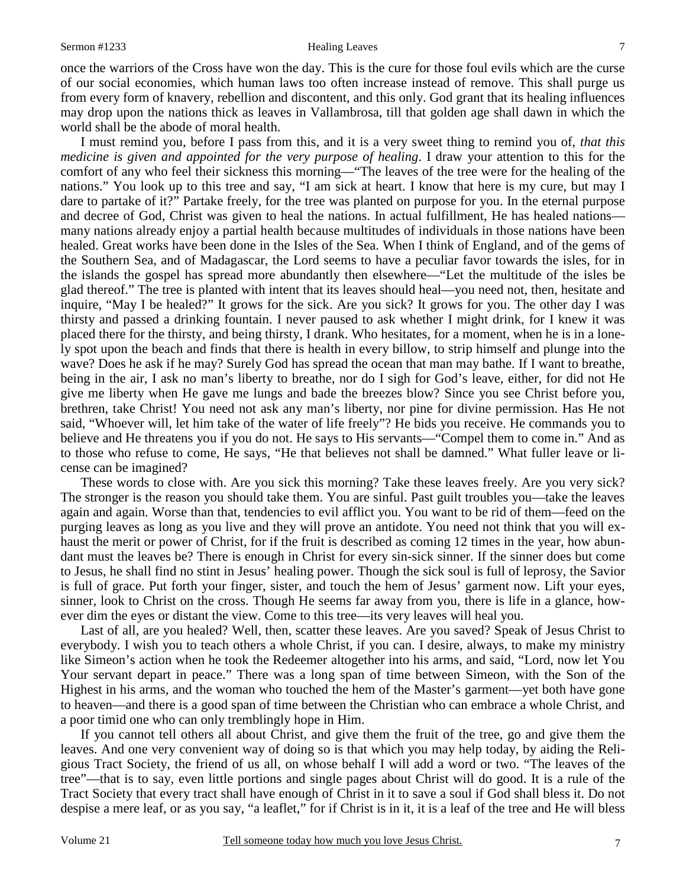once the warriors of the Cross have won the day. This is the cure for those foul evils which are the curse of our social economies, which human laws too often increase instead of remove. This shall purge us from every form of knavery, rebellion and discontent, and this only. God grant that its healing influences may drop upon the nations thick as leaves in Vallambrosa, till that golden age shall dawn in which the world shall be the abode of moral health.

I must remind you, before I pass from this, and it is a very sweet thing to remind you of, *that this medicine is given and appointed for the very purpose of healing*. I draw your attention to this for the comfort of any who feel their sickness this morning—"The leaves of the tree were for the healing of the nations." You look up to this tree and say, "I am sick at heart. I know that here is my cure, but may I dare to partake of it?" Partake freely, for the tree was planted on purpose for you. In the eternal purpose and decree of God, Christ was given to heal the nations. In actual fulfillment, He has healed nations—many nations already enjoy a partial health because multitudes of individuals in those nations have been healed. Great works have been done in the Isles of the Sea. When I think of England, and of the gems of the Southern Sea, and of Madagascar, the Lord seems to have a peculiar favor towards the isles, for in the islands the gospel has spread more abundantly then elsewhere—"Let the multitude of the isles be glad thereof." The tree is planted with intent that its leaves should heal—you need not, then, hesitate and inquire, "May I be healed?" It grows for the sick. Are you sick? It grows for you. The other day I was thirsty and passed a drinking fountain. I never paused to ask whether I might drink, for I knew it was placed there for the thirsty, and being thirsty, I drank. Who hesitates, for a moment, when he is in a lonely spot upon the beach and finds that there is health in every billow, to strip himself and plunge into the wave? Does he ask if he may? Surely God has spread the ocean that man may bathe. If I want to breathe, being in the air, I ask no man's liberty to breathe, nor do I sigh for God's leave, either, for did not He give me liberty when He gave me lungs and bade the breezes blow? Since you see Christ before you, brethren, take Christ! You need not ask any man's liberty, nor pine for divine permission. Has He not said, "Whoever will, let him take of the water of life freely"? He bids you receive. He commands you to believe and He threatens you if you do not. He says to His servants—"Compel them to come in." And as to those who refuse to come, He says, "He that believes not shall be damned." What fuller leave or license can be imagined?

These words to close with. Are you sick this morning? Take these leaves freely. Are you very sick? The stronger is the reason you should take them. You are sinful. Past guilt troubles you—take the leaves again and again. Worse than that, tendencies to evil afflict you. You want to be rid of them—feed on the purging leaves as long as you live and they will prove an antidote. You need not think that you will exhaust the merit or power of Christ, for if the fruit is described as coming 12 times in the year, how abundant must the leaves be? There is enough in Christ for every sin-sick sinner. If the sinner does but come to Jesus, he shall find no stint in Jesus' healing power. Though the sick soul is full of leprosy, the Savior is full of grace. Put forth your finger, sister, and touch the hem of Jesus' garment now. Lift your eyes, sinner, look to Christ on the cross. Though He seems far away from you, there is life in a glance, however dim the eyes or distant the view. Come to this tree—its very leaves will heal you.

Last of all, are you healed? Well, then, scatter these leaves. Are you saved? Speak of Jesus Christ to everybody. I wish you to teach others a whole Christ, if you can. I desire, always, to make my ministry like Simeon's action when he took the Redeemer altogether into his arms, and said, "Lord, now let You Your servant depart in peace." There was a long span of time between Simeon, with the Son of the Highest in his arms, and the woman who touched the hem of the Master's garment—yet both have gone to heaven—and there is a good span of time between the Christian who can embrace a whole Christ, and a poor timid one who can only tremblingly hope in Him.

If you cannot tell others all about Christ, and give them the fruit of the tree, go and give them the leaves. And one very convenient way of doing so is that which you may help today, by aiding the Religious Tract Society, the friend of us all, on whose behalf I will add a word or two. "The leaves of the tree"—that is to say, even little portions and single pages about Christ will do good. It is a rule of the Tract Society that every tract shall have enough of Christ in it to save a soul if God shall bless it. Do not despise a mere leaf, or as you say, "a leaflet," for if Christ is in it, it is a leaf of the tree and He will bless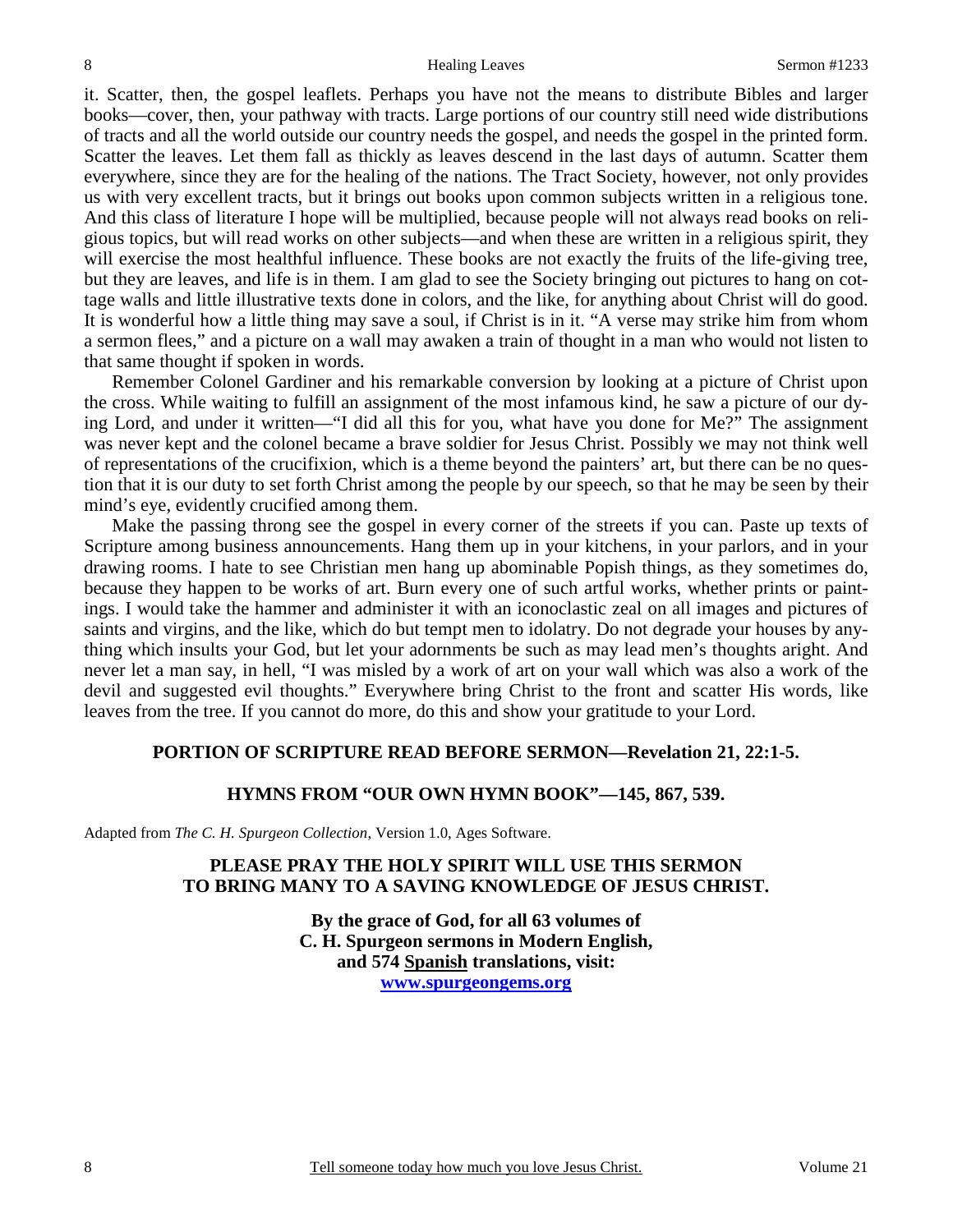it. Scatter, then, the gospel leaflets. Perhaps you have not the means to distribute Bibles and larger books—cover, then, your pathway with tracts. Large portions of our country still need wide distributions of tracts and all the world outside our country needs the gospel, and needs the gospel in the printed form. Scatter the leaves. Let them fall as thickly as leaves descend in the last days of autumn. Scatter them everywhere, since they are for the healing of the nations. The Tract Society, however, not only provides us with very excellent tracts, but it brings out books upon common subjects written in a religious tone. And this class of literature I hope will be multiplied, because people will not always read books on religious topics, but will read works on other subjects—and when these are written in a religious spirit, they will exercise the most healthful influence. These books are not exactly the fruits of the life-giving tree, but they are leaves, and life is in them. I am glad to see the Society bringing out pictures to hang on cottage walls and little illustrative texts done in colors, and the like, for anything about Christ will do good. It is wonderful how a little thing may save a soul, if Christ is in it. "A verse may strike him from whom a sermon flees," and a picture on a wall may awaken a train of thought in a man who would not listen to that same thought if spoken in words.

Remember Colonel Gardiner and his remarkable conversion by looking at a picture of Christ upon the cross. While waiting to fulfill an assignment of the most infamous kind, he saw a picture of our dying Lord, and under it written—"I did all this for you, what have you done for Me?" The assignment was never kept and the colonel became a brave soldier for Jesus Christ. Possibly we may not think well of representations of the crucifixion, which is a theme beyond the painters' art, but there can be no question that it is our duty to set forth Christ among the people by our speech, so that he may be seen by their mind's eye, evidently crucified among them.

Make the passing throng see the gospel in every corner of the streets if you can. Paste up texts of Scripture among business announcements. Hang them up in your kitchens, in your parlors, and in your drawing rooms. I hate to see Christian men hang up abominable Popish things, as they sometimes do, because they happen to be works of art. Burn every one of such artful works, whether prints or paintings. I would take the hammer and administer it with an iconoclastic zeal on all images and pictures of saints and virgins, and the like, which do but tempt men to idolatry. Do not degrade your houses by anything which insults your God, but let your adornments be such as may lead men's thoughts aright. And never let a man say, in hell, "I was misled by a work of art on your wall which was also a work of the devil and suggested evil thoughts." Everywhere bring Christ to the front and scatter His words, like leaves from the tree. If you cannot do more, do this and show your gratitude to your Lord.

**PORTION OF SCRIPTURE READ BEFORE SERMON—Revelation 21, 22:1-5.**

**HYMNS FROM "OUR OWN HYMN BOOK"—145, 867, 539.**

Adapted from *The C. H. Spurgeon Collection,* Version 1.0, Ages Software.

**PLEASE PRAY THE HOLY SPIRIT WILL USE THIS SERMON TO BRING MANY TO A SAVING KNOWLEDGE OF JESUS CHRIST.**

**By the grace of God, for all 63 volumes of C. H. Spurgeon sermons in Modern English, and 574 Spanish translations, visit: www.spurgeongems.org**

Tell someone today how much you love Jesus Christ.